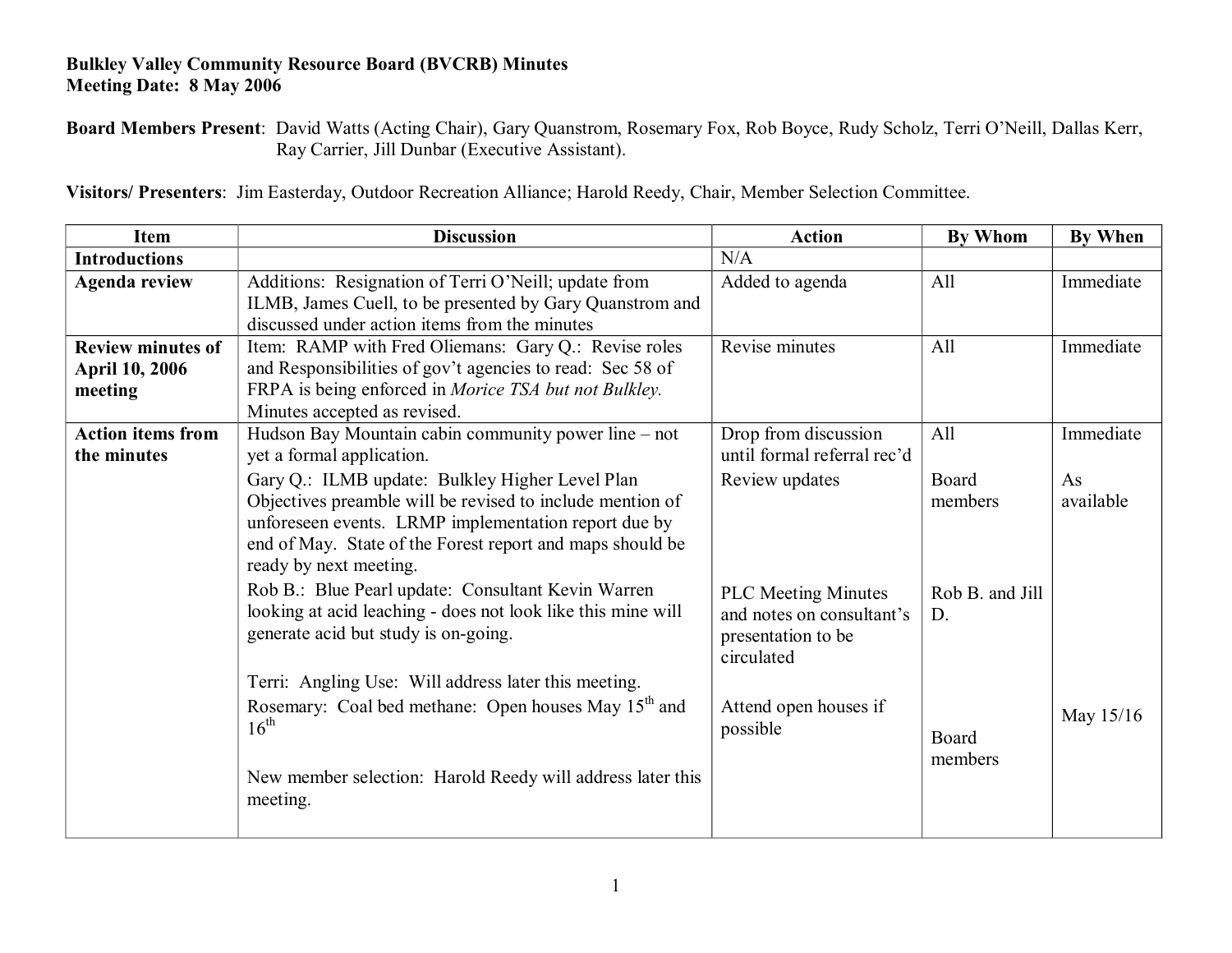**Bulkley Valley Community Resource Board (BVCRB) Minutes**
**Meeting Date: 8 May 2006**

**Board Members Present**: David Watts (Acting Chair), Gary Quanstrom, Rosemary Fox, Rob Boyce, Rudy Scholz, Terri O'Neill, Dallas Kerr, Ray Carrier, Jill Dunbar (Executive Assistant).

**Visitors/ Presenters**: Jim Easterday, Outdoor Recreation Alliance; Harold Reedy, Chair, Member Selection Committee.

| Item | Discussion | Action | By Whom | By When |
|---|---|---|---|---|
| **Introductions** | | N/A | | |
| **Agenda review** | Additions: Resignation of Terri O'Neill; update from ILMB, James Cuell, to be presented by Gary Quanstrom and discussed under action items from the minutes | Added to agenda | All | Immediate |
| **Review minutes of April 10, 2006 meeting** | Item: RAMP with Fred Oliemans: Gary Q.: Revise roles and Responsibilities of gov't agencies to read: Sec 58 of FRPA is being enforced in *Morice TSA but not Bulkley.* Minutes accepted as revised. | Revise minutes | All | Immediate |
| **Action items from the minutes** | Hudson Bay Mountain cabin community power line – not yet a formal application. | Drop from discussion until formal referral rec'd | All | Immediate |
| | Gary Q.: ILMB update: Bulkley Higher Level Plan Objectives preamble will be revised to include mention of unforeseen events. LRMP implementation report due by end of May. State of the Forest report and maps should be ready by next meeting. | Review updates | Board members | As available |
| | Rob B.: Blue Pearl update: Consultant Kevin Warren looking at acid leaching - does not look like this mine will generate acid but study is on-going. | PLC Meeting Minutes and notes on consultant's presentation to be circulated | Rob B. and Jill D. | |
| | Terri: Angling Use: Will address later this meeting. | | | |
| | Rosemary: Coal bed methane: Open houses May 15th and 16th | Attend open houses if possible | Board members | May 15/16 |
| | New member selection: Harold Reedy will address later this meeting. | | | |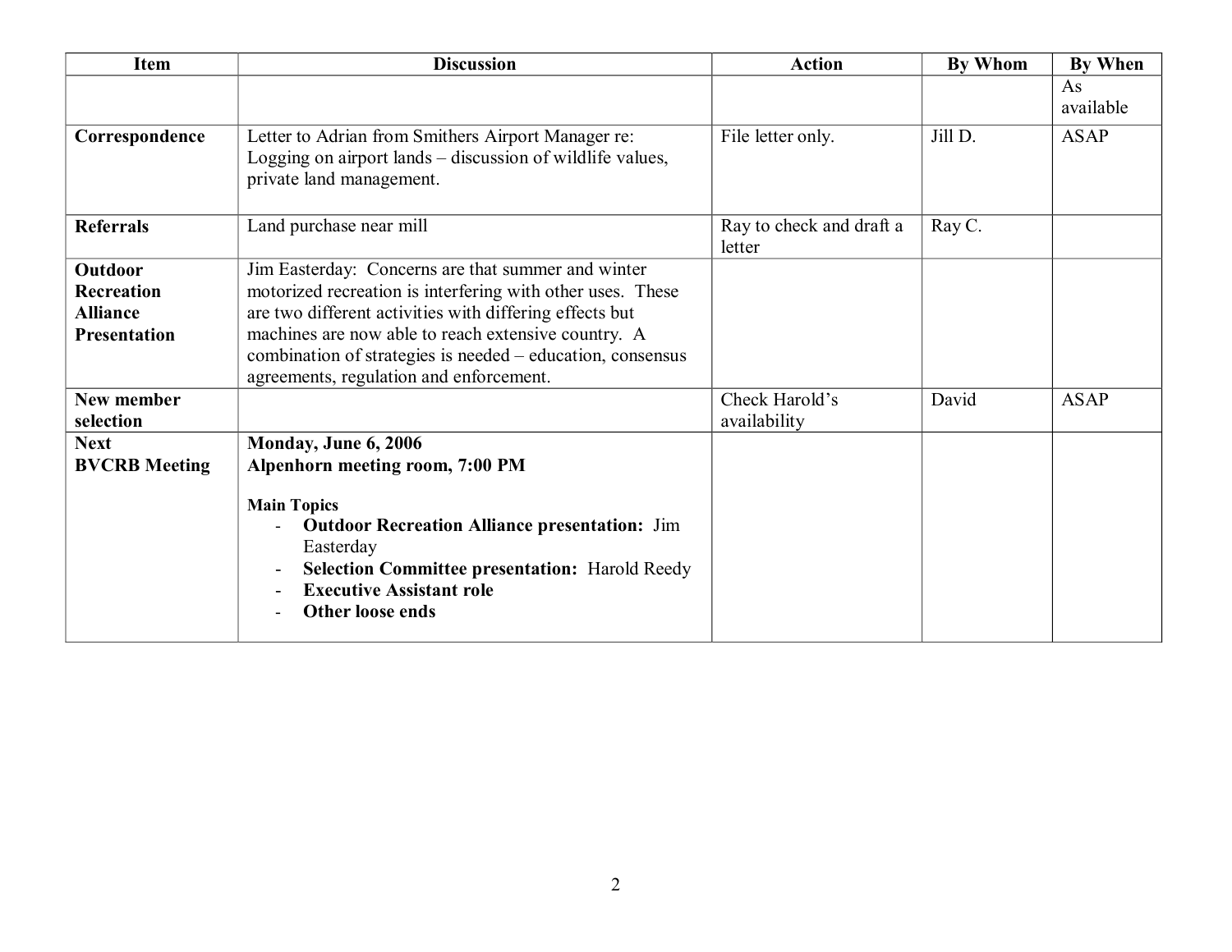| Item | Discussion | Action | By Whom | By When |
|---|---|---|---|---|
| | | | | As available |
| **Correspondence** | Letter to Adrian from Smithers Airport Manager re: Logging on airport lands – discussion of wildlife values, private land management. | File letter only. | Jill D. | ASAP |
| **Referrals** | Land purchase near mill | Ray to check and draft a letter | Ray C. | |
| **Outdoor Recreation Alliance Presentation** | Jim Easterday: Concerns are that summer and winter motorized recreation is interfering with other uses. These are two different activities with differing effects but machines are now able to reach extensive country. A combination of strategies is needed – education, consensus agreements, regulation and enforcement. | | | |
| **New member selection** | | Check Harold's availability | David | ASAP |
| **Next BVCRB Meeting** | **Monday, June 6, 2006**<br>**Alpenhorn meeting room, 7:00 PM**<br><br>**Main Topics**<br>- **Outdoor Recreation Alliance presentation:** Jim Easterday<br>- **Selection Committee presentation:** Harold Reedy<br>- **Executive Assistant role**<br>- **Other loose ends** | | | |